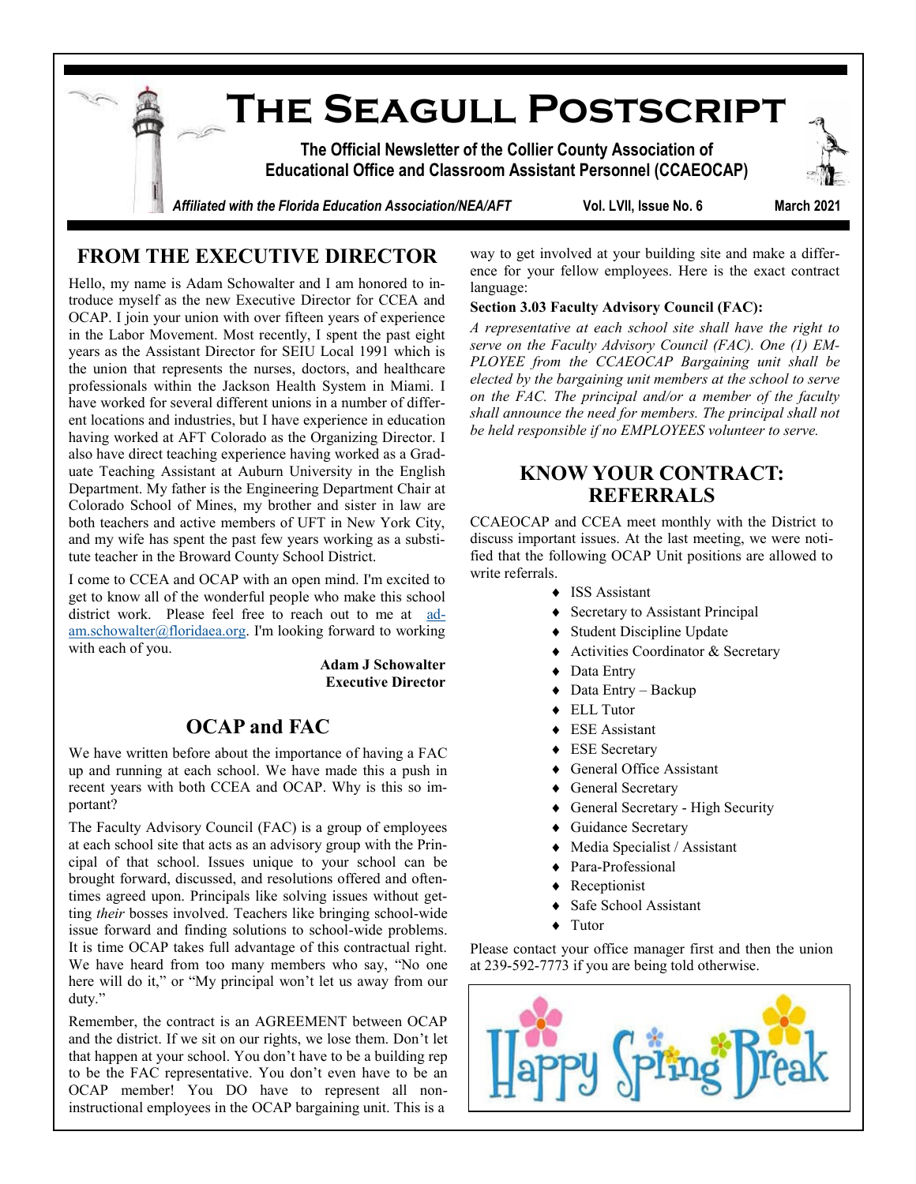# The Seagull Postscript

**The Official Newsletter of the Collier County Association of Educational Office and Classroom Assistant Personnel (CCAEOCAP)**

*Affiliated with the Florida Education Association/NEA/AFT* — **Vol. LVII, Issue No. 6** — **March 2021**

## FROM THE EXECUTIVE DIRECTOR

Hello, my name is Adam Schowalter and I am honored to introduce myself as the new Executive Director for CCEA and OCAP. I join your union with over fifteen years of experience in the Labor Movement. Most recently, I spent the past eight years as the Assistant Director for SEIU Local 1991 which is the union that represents the nurses, doctors, and healthcare professionals within the Jackson Health System in Miami. I have worked for several different unions in a number of different locations and industries, but I have experience in education having worked at AFT Colorado as the Organizing Director. I also have direct teaching experience having worked as a Graduate Teaching Assistant at Auburn University in the English Department. My father is the Engineering Department Chair at Colorado School of Mines, my brother and sister in law are both teachers and active members of UFT in New York City, and my wife has spent the past few years working as a substitute teacher in the Broward County School District.

I come to CCEA and OCAP with an open mind. I'm excited to get to know all of the wonderful people who make this school district work. Please feel free to reach out to me at adam.schowalter@floridaea.org. I'm looking forward to working with each of you.

**Adam J Schowalter**
**Executive Director**

## OCAP and FAC

We have written before about the importance of having a FAC up and running at each school. We have made this a push in recent years with both CCEA and OCAP. Why is this so important?

The Faculty Advisory Council (FAC) is a group of employees at each school site that acts as an advisory group with the Principal of that school. Issues unique to your school can be brought forward, discussed, and resolutions offered and oftentimes agreed upon. Principals like solving issues without getting *their* bosses involved. Teachers like bringing school-wide issue forward and finding solutions to school-wide problems. It is time OCAP takes full advantage of this contractual right. We have heard from too many members who say, "No one here will do it," or "My principal won't let us away from our duty."

Remember, the contract is an AGREEMENT between OCAP and the district. If we sit on our rights, we lose them. Don't let that happen at your school. You don't have to be a building rep to be the FAC representative. You don't even have to be an OCAP member! You DO have to represent all non-instructional employees in the OCAP bargaining unit. This is a way to get involved at your building site and make a difference for your fellow employees. Here is the exact contract language:

**Section 3.03 Faculty Advisory Council (FAC):**

*A representative at each school site shall have the right to serve on the Faculty Advisory Council (FAC). One (1) EMPLOYEE from the CCAEOCAP Bargaining unit shall be elected by the bargaining unit members at the school to serve on the FAC. The principal and/or a member of the faculty shall announce the need for members. The principal shall not be held responsible if no EMPLOYEES volunteer to serve.*

## KNOW YOUR CONTRACT: REFERRALS

CCAEOCAP and CCEA meet monthly with the District to discuss important issues. At the last meeting, we were notified that the following OCAP Unit positions are allowed to write referrals.

- ISS Assistant
- Secretary to Assistant Principal
- Student Discipline Update
- Activities Coordinator & Secretary
- Data Entry
- Data Entry – Backup
- ELL Tutor
- ESE Assistant
- ESE Secretary
- General Office Assistant
- General Secretary
- General Secretary - High Security
- Guidance Secretary
- Media Specialist / Assistant
- Para-Professional
- Receptionist
- Safe School Assistant
- Tutor

Please contact your office manager first and then the union at 239-592-7773 if you are being told otherwise.

Happy Spring Break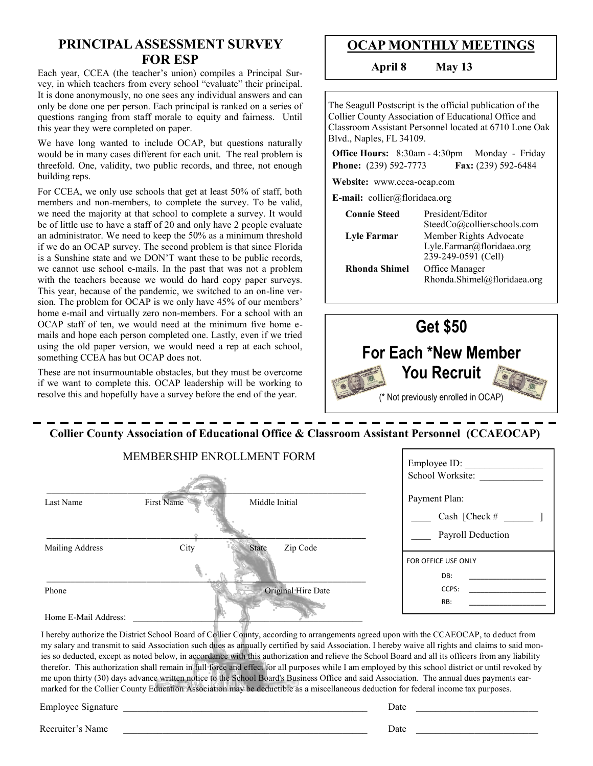## PRINCIPAL ASSESSMENT SURVEY FOR ESP

Each year, CCEA (the teacher's union) compiles a Principal Survey, in which teachers from every school "evaluate" their principal. It is done anonymously, no one sees any individual answers and can only be done one per person. Each principal is ranked on a series of questions ranging from staff morale to equity and fairness. Until this year they were completed on paper.

We have long wanted to include OCAP, but questions naturally would be in many cases different for each unit. The real problem is threefold. One, validity, two public records, and three, not enough building reps.

For CCEA, we only use schools that get at least 50% of staff, both members and non-members, to complete the survey. To be valid, we need the majority at that school to complete a survey. It would be of little use to have a staff of 20 and only have 2 people evaluate an administrator. We need to keep the 50% as a minimum threshold if we do an OCAP survey. The second problem is that since Florida is a Sunshine state and we DON'T want these to be public records, we cannot use school e-mails. In the past that was not a problem with the teachers because we would do hard copy paper surveys. This year, because of the pandemic, we switched to an on-line version. The problem for OCAP is we only have 45% of our members' home e-mail and virtually zero non-members. For a school with an OCAP staff of ten, we would need at the minimum five home e-mails and hope each person completed one. Lastly, even if we tried using the old paper version, we would need a rep at each school, something CCEA has but OCAP does not.

These are not insurmountable obstacles, but they must be overcome if we want to complete this. OCAP leadership will be working to resolve this and hopefully have a survey before the end of the year.

## OCAP MONTHLY MEETINGS

**April 8** **May 13**

The Seagull Postscript is the official publication of the Collier County Association of Educational Office and Classroom Assistant Personnel located at 6710 Lone Oak Blvd., Naples, FL 34109.

**Office Hours:** 8:30am - 4:30pm Monday - Friday
**Phone:** (239) 592-7773 **Fax:** (239) 592-6484

**Website:** www.ccea-ocap.com

**E-mail:** collier@floridaea.org

| | |
|---|---|
| **Connie Steed** | President/Editor<br>SteedCo@collierschools.com |
| **Lyle Farmar** | Member Rights Advocate<br>Lyle.Farmar@floridaea.org<br>239-249-0591 (Cell) |
| **Rhonda Shimel** | Office Manager<br>Rhonda.Shimel@floridaea.org |

## Get $50 For Each *New Member You Recruit

(* Not previously enrolled in OCAP)

---

### Collier County Association of Educational Office & Classroom Assistant Personnel (CCAEOCAP)

MEMBERSHIP ENROLLMENT FORM

Last Name ______ First Name ______ Middle Initial ______

Mailing Address ______ City ______ State ______ Zip Code ______

Phone ______ Original Hire Date ______

Home E-Mail Address: ______

Employee ID: ______
School Worksite: ______

Payment Plan:
____ Cash [Check # ______ ]
____ Payroll Deduction

FOR OFFICE USE ONLY
DB: ______
CCPS: ______
RB: ______

I hereby authorize the District School Board of Collier County, according to arrangements agreed upon with the CCAEOCAP, to deduct from my salary and transmit to said Association such dues as annually certified by said Association. I hereby waive all rights and claims to said monies so deducted, except as noted below, in accordance with this authorization and relieve the School Board and all its officers from any liability therefor. This authorization shall remain in full force and effect for all purposes while I am employed by this school district or until revoked by me upon thirty (30) days advance written notice to the School Board's Business Office and said Association. The annual dues payments earmarked for the Collier County Education Association may be deductible as a miscellaneous deduction for federal income tax purposes.

Employee Signature ______ Date ______

Recruiter's Name ______ Date ______